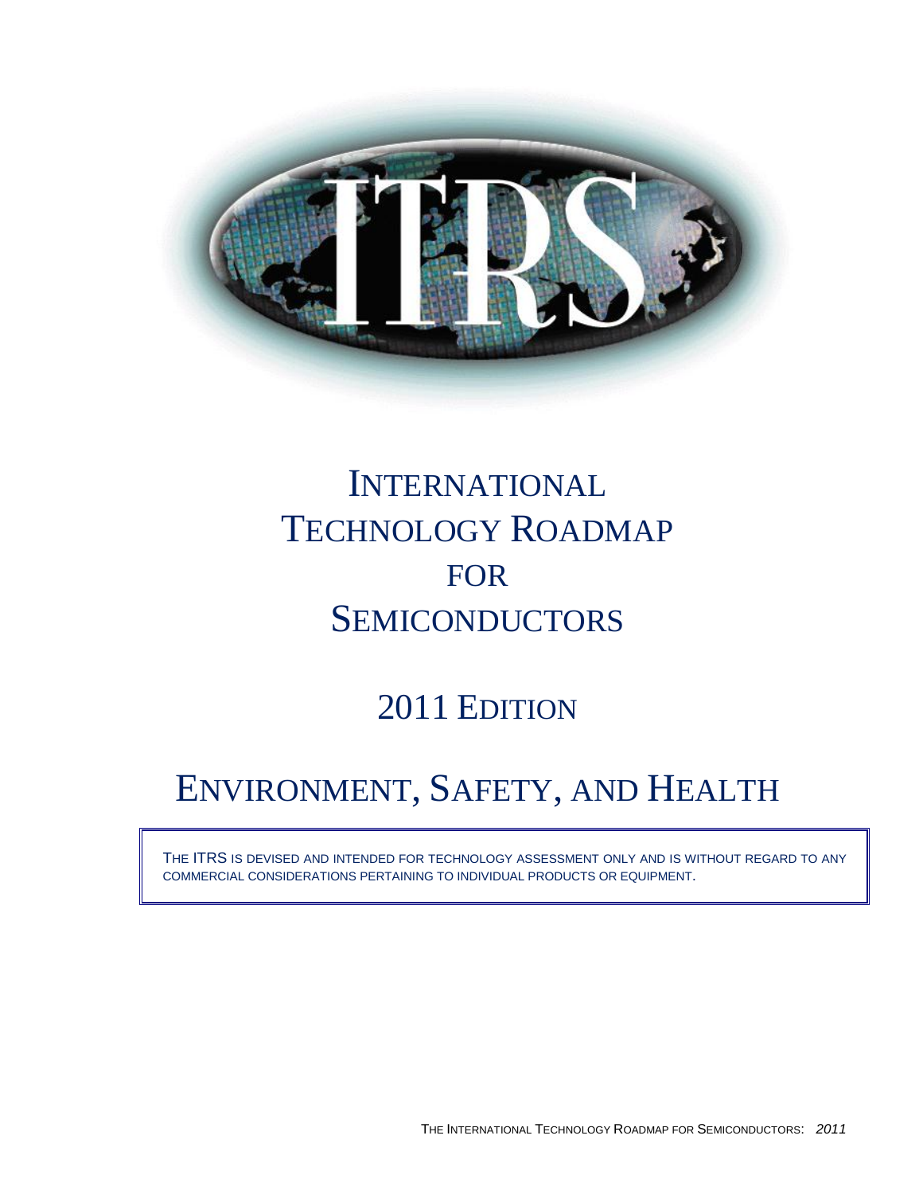# INTERNATIONAL TECHNOLOGY ROADMAP FOR SEMICONDUCTORS

## 2011 EDITION

# ENVIRONMENT, SAFETY, AND HEALTH

THE ITRS IS DEVISED AND INTENDED FOR TECHNOLOGY ASSESSMENT ONLY AND IS WITHOUT REGARD TO ANY COMMERCIAL CONSIDERATIONS PERTAINING TO INDIVIDUAL PRODUCTS OR EQUIPMENT.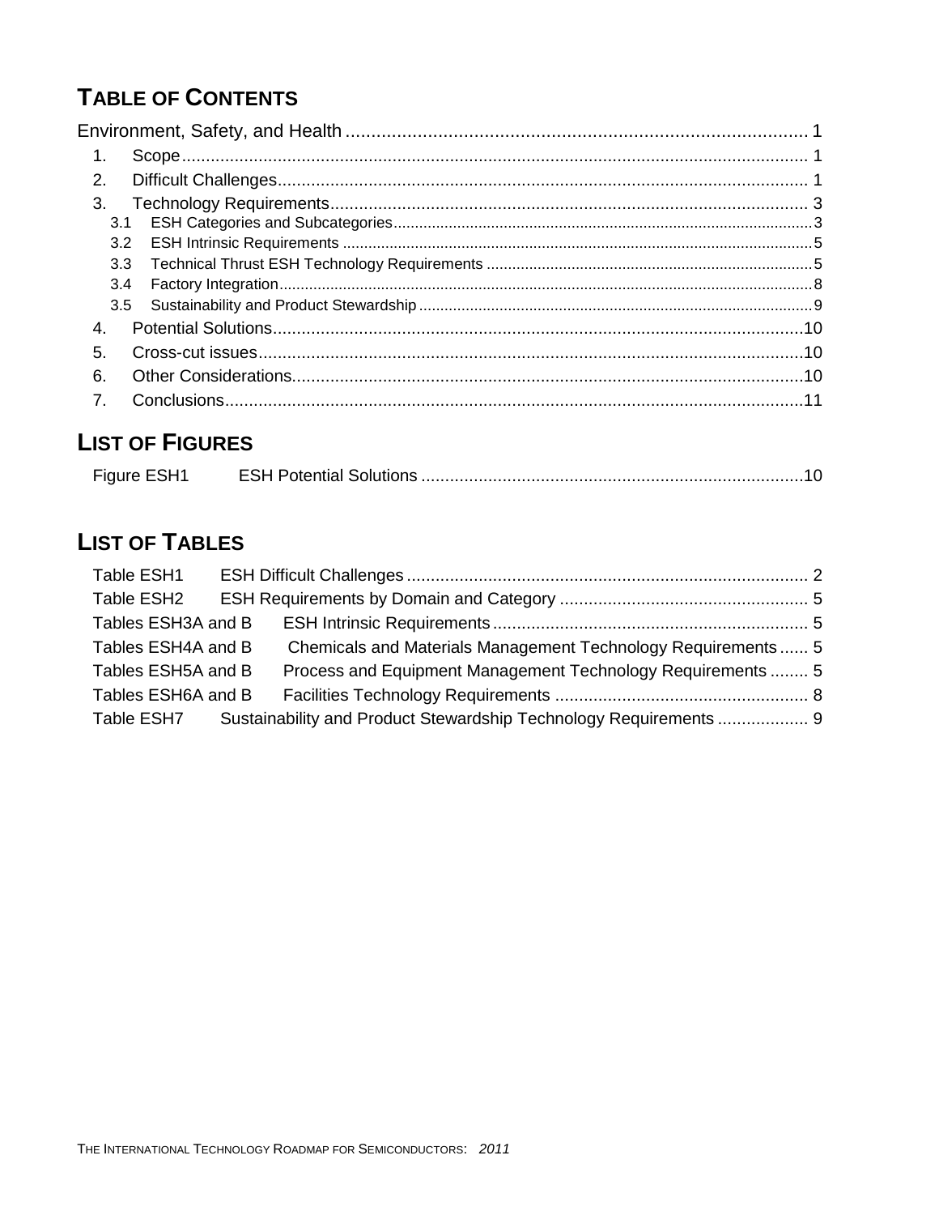# TABLE OF CONTENTS

Environment, Safety, and Health ........................................................................................ 1

1. Scope ................................................................................................................................. 1
2. Difficult Challenges ............................................................................................................ 1
3. Technology Requirements .................................................................................................. 3
   - 3.1 ESH Categories and Subcategories ............................................................................. 3
   - 3.2 ESH Intrinsic Requirements ........................................................................................ 5
   - 3.3 Technical Thrust ESH Technology Requirements ....................................................... 5
   - 3.4 Factory Integration ..................................................................................................... 8
   - 3.5 Sustainability and Product Stewardship ..................................................................... 9
4. Potential Solutions ............................................................................................................ 10
5. Cross-cut issues ................................................................................................................ 10
6. Other Considerations ......................................................................................................... 10
7. Conclusions ....................................................................................................................... 11

# LIST OF FIGURES

Figure ESH1 ESH Potential Solutions ............................................................................... 10

# LIST OF TABLES

Table ESH1 ESH Difficult Challenges ................................................................................... 2
Table ESH2 ESH Requirements by Domain and Category ................................................... 5
Tables ESH3A and B ESH Intrinsic Requirements ................................................................. 5
Tables ESH4A and B Chemicals and Materials Management Technology Requirements ...... 5
Tables ESH5A and B Process and Equipment Management Technology Requirements ........ 5
Tables ESH6A and B Facilities Technology Requirements ..................................................... 8
Table ESH7 Sustainability and Product Stewardship Technology Requirements .................. 9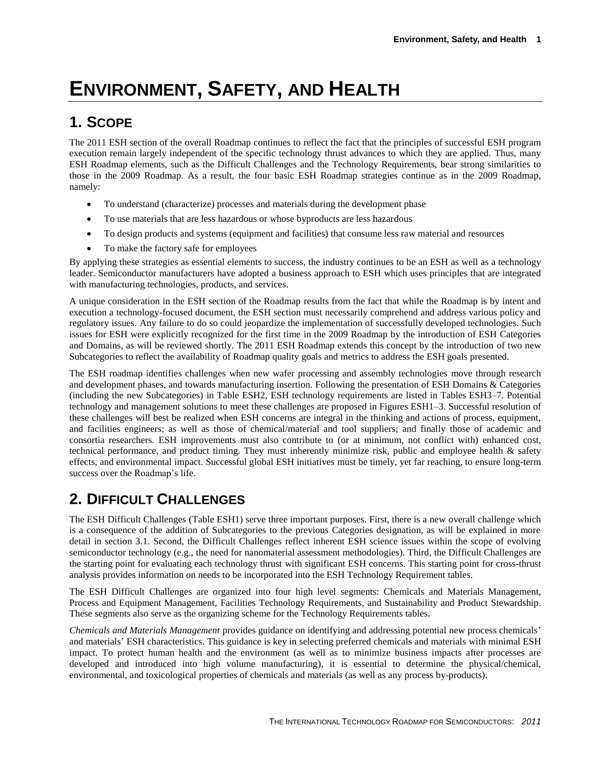# ENVIRONMENT, SAFETY, AND HEALTH

## 1. SCOPE

The 2011 ESH section of the overall Roadmap continues to reflect the fact that the principles of successful ESH program execution remain largely independent of the specific technology thrust advances to which they are applied. Thus, many ESH Roadmap elements, such as the Difficult Challenges and the Technology Requirements, bear strong similarities to those in the 2009 Roadmap. As a result, the four basic ESH Roadmap strategies continue as in the 2009 Roadmap, namely:

- To understand (characterize) processes and materials during the development phase
- To use materials that are less hazardous or whose byproducts are less hazardous
- To design products and systems (equipment and facilities) that consume less raw material and resources
- To make the factory safe for employees

By applying these strategies as essential elements to success, the industry continues to be an ESH as well as a technology leader. Semiconductor manufacturers have adopted a business approach to ESH which uses principles that are integrated with manufacturing technologies, products, and services.

A unique consideration in the ESH section of the Roadmap results from the fact that while the Roadmap is by intent and execution a technology-focused document, the ESH section must necessarily comprehend and address various policy and regulatory issues. Any failure to do so could jeopardize the implementation of successfully developed technologies. Such issues for ESH were explicitly recognized for the first time in the 2009 Roadmap by the introduction of ESH Categories and Domains, as will be reviewed shortly. The 2011 ESH Roadmap extends this concept by the introduction of two new Subcategories to reflect the availability of Roadmap quality goals and metrics to address the ESH goals presented.

The ESH roadmap identifies challenges when new wafer processing and assembly technologies move through research and development phases, and towards manufacturing insertion. Following the presentation of ESH Domains & Categories (including the new Subcategories) in Table ESH2, ESH technology requirements are listed in Tables ESH3–7. Potential technology and management solutions to meet these challenges are proposed in Figures ESH1–3. Successful resolution of these challenges will best be realized when ESH concerns are integral in the thinking and actions of process, equipment, and facilities engineers; as well as those of chemical/material and tool suppliers; and finally those of academic and consortia researchers. ESH improvements must also contribute to (or at minimum, not conflict with) enhanced cost, technical performance, and product timing. They must inherently minimize risk, public and employee health & safety effects, and environmental impact. Successful global ESH initiatives must be timely, yet far reaching, to ensure long-term success over the Roadmap's life.

## 2. DIFFICULT CHALLENGES

The ESH Difficult Challenges (Table ESH1) serve three important purposes. First, there is a new overall challenge which is a consequence of the addition of Subcategories to the previous Categories designation, as will be explained in more detail in section 3.1. Second, the Difficult Challenges reflect inherent ESH science issues within the scope of evolving semiconductor technology (e.g., the need for nanomaterial assessment methodologies). Third, the Difficult Challenges are the starting point for evaluating each technology thrust with significant ESH concerns. This starting point for cross-thrust analysis provides information on needs to be incorporated into the ESH Technology Requirement tables.

The ESH Difficult Challenges are organized into four high level segments: Chemicals and Materials Management, Process and Equipment Management, Facilities Technology Requirements, and Sustainability and Product Stewardship. These segments also serve as the organizing scheme for the Technology Requirements tables.

*Chemicals and Materials Management* provides guidance on identifying and addressing potential new process chemicals' and materials' ESH characteristics. This guidance is key in selecting preferred chemicals and materials with minimal ESH impact. To protect human health and the environment (as well as to minimize business impacts after processes are developed and introduced into high volume manufacturing), it is essential to determine the physical/chemical, environmental, and toxicological properties of chemicals and materials (as well as any process by-products).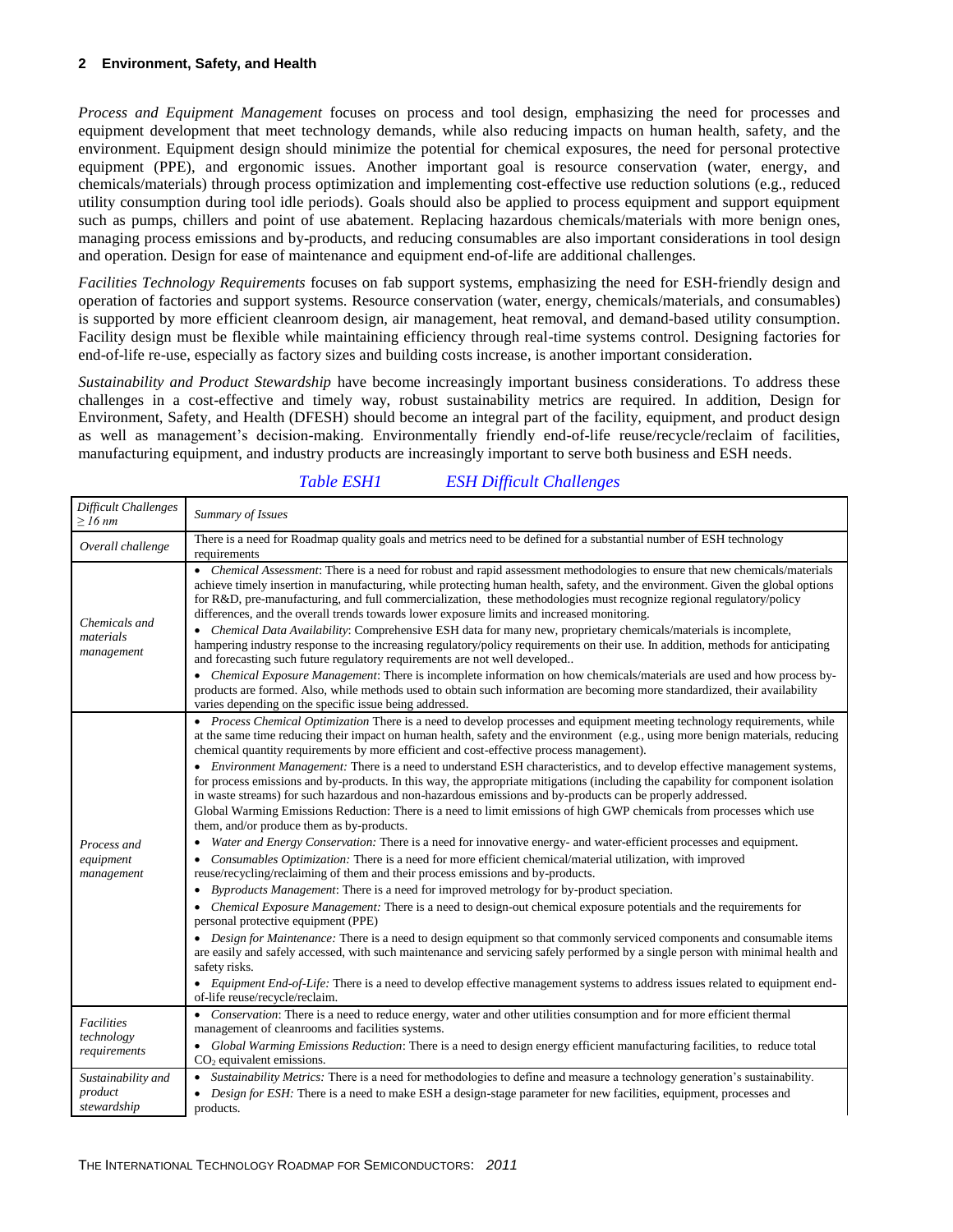*Process and Equipment Management* focuses on process and tool design, emphasizing the need for processes and equipment development that meet technology demands, while also reducing impacts on human health, safety, and the environment. Equipment design should minimize the potential for chemical exposures, the need for personal protective equipment (PPE), and ergonomic issues. Another important goal is resource conservation (water, energy, and chemicals/materials) through process optimization and implementing cost-effective use reduction solutions (e.g., reduced utility consumption during tool idle periods). Goals should also be applied to process equipment and support equipment such as pumps, chillers and point of use abatement. Replacing hazardous chemicals/materials with more benign ones, managing process emissions and by-products, and reducing consumables are also important considerations in tool design and operation. Design for ease of maintenance and equipment end-of-life are additional challenges.

*Facilities Technology Requirements* focuses on fab support systems, emphasizing the need for ESH-friendly design and operation of factories and support systems. Resource conservation (water, energy, chemicals/materials, and consumables) is supported by more efficient cleanroom design, air management, heat removal, and demand-based utility consumption. Facility design must be flexible while maintaining efficiency through real-time systems control. Designing factories for end-of-life re-use, especially as factory sizes and building costs increase, is another important consideration.

*Sustainability and Product Stewardship* have become increasingly important business considerations. To address these challenges in a cost-effective and timely way, robust sustainability metrics are required. In addition, Design for Environment, Safety, and Health (DFESH) should become an integral part of the facility, equipment, and product design as well as management's decision-making. Environmentally friendly end-of-life reuse/recycle/reclaim of facilities, manufacturing equipment, and industry products are increasingly important to serve both business and ESH needs.

*Table ESH1 ESH Difficult Challenges*

| *Difficult Challenges ≥ 16 nm* | *Summary of Issues* |
|---|---|
| *Overall challenge* | There is a need for Roadmap quality goals and metrics need to be defined for a substantial number of ESH technology requirements |
| *Chemicals and materials management* | • *Chemical Assessment*: There is a need for robust and rapid assessment methodologies to ensure that new chemicals/materials achieve timely insertion in manufacturing, while protecting human health, safety, and the environment. Given the global options for R&D, pre-manufacturing, and full commercialization, these methodologies must recognize regional regulatory/policy differences, and the overall trends towards lower exposure limits and increased monitoring.<br>• *Chemical Data Availability*: Comprehensive ESH data for many new, proprietary chemicals/materials is incomplete, hampering industry response to the increasing regulatory/policy requirements on their use. In addition, methods for anticipating and forecasting such future regulatory requirements are not well developed..<br>• *Chemical Exposure Management*: There is incomplete information on how chemicals/materials are used and how process by-products are formed. Also, while methods used to obtain such information are becoming more standardized, their availability varies depending on the specific issue being addressed. |
| *Process and equipment management* | • *Process Chemical Optimization* There is a need to develop processes and equipment meeting technology requirements, while at the same time reducing their impact on human health, safety and the environment (e.g., using more benign materials, reducing chemical quantity requirements by more efficient and cost-effective process management).<br>• *Environment Management:* There is a need to understand ESH characteristics, and to develop effective management systems, for process emissions and by-products. In this way, the appropriate mitigations (including the capability for component isolation in waste streams) for such hazardous and non-hazardous emissions and by-products can be properly addressed.<br>Global Warming Emissions Reduction: There is a need to limit emissions of high GWP chemicals from processes which use them, and/or produce them as by-products.<br>• *Water and Energy Conservation:* There is a need for innovative energy- and water-efficient processes and equipment.<br>• *Consumables Optimization:* There is a need for more efficient chemical/material utilization, with improved reuse/recycling/reclaiming of them and their process emissions and by-products.<br>• *Byproducts Management*: There is a need for improved metrology for by-product speciation.<br>• *Chemical Exposure Management:* There is a need to design-out chemical exposure potentials and the requirements for personal protective equipment (PPE)<br>• *Design for Maintenance:* There is a need to design equipment so that commonly serviced components and consumable items are easily and safely accessed, with such maintenance and servicing safely performed by a single person with minimal health and safety risks.<br>• *Equipment End-of-Life:* There is a need to develop effective management systems to address issues related to equipment end-of-life reuse/recycle/reclaim. |
| *Facilities technology requirements* | • *Conservation*: There is a need to reduce energy, water and other utilities consumption and for more efficient thermal management of cleanrooms and facilities systems.<br>• *Global Warming Emissions Reduction*: There is a need to design energy efficient manufacturing facilities, to reduce total $CO_2$ equivalent emissions. |
| *Sustainability and product stewardship* | • *Sustainability Metrics:* There is a need for methodologies to define and measure a technology generation's sustainability.<br>• *Design for ESH:* There is a need to make ESH a design-stage parameter for new facilities, equipment, processes and products. |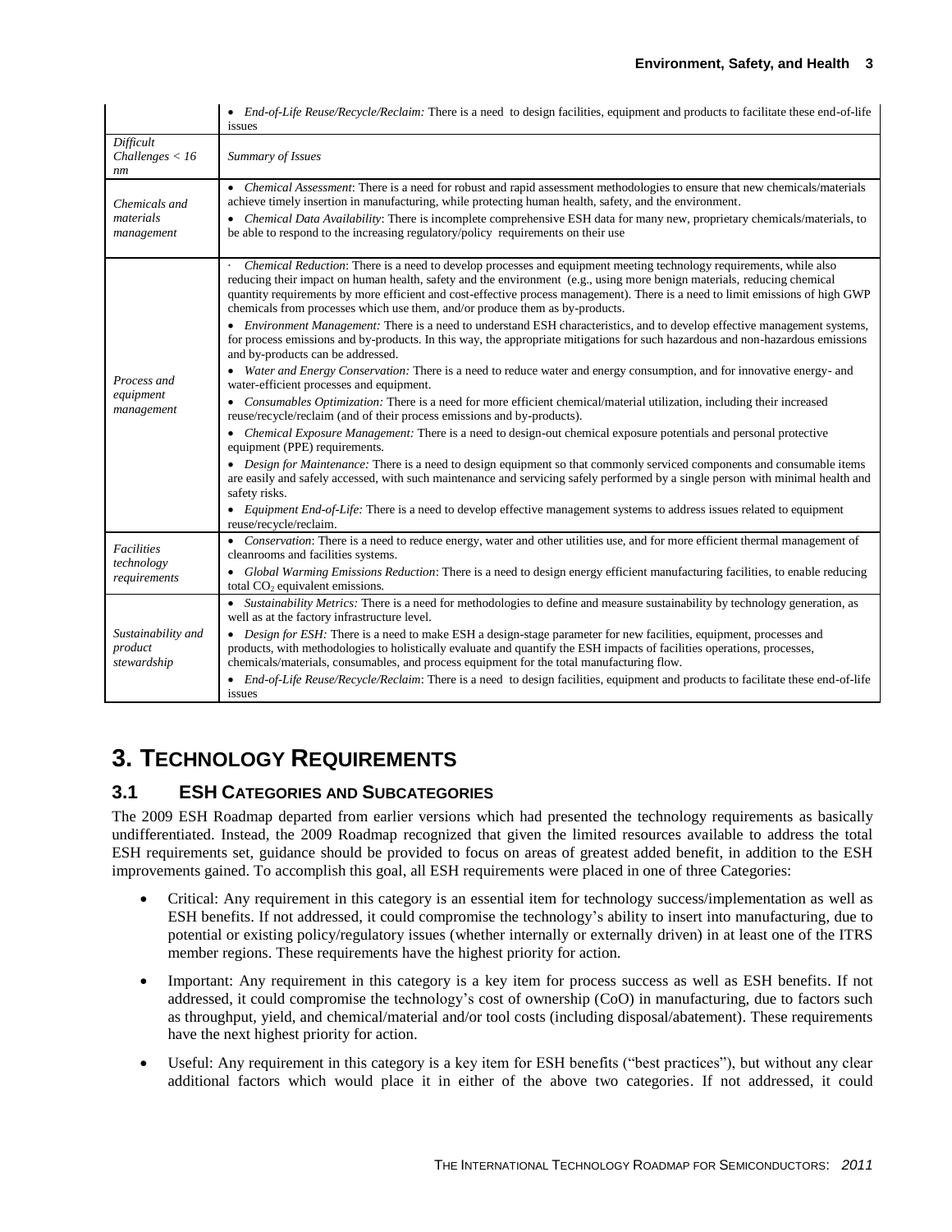| | • *End-of-Life Reuse/Recycle/Reclaim:* There is a need to design facilities, equipment and products to facilitate these end-of-life issues |
|---|---|
| *Difficult Challenges < 16 nm* | *Summary of Issues* |
| *Chemicals and materials management* | • *Chemical Assessment*: There is a need for robust and rapid assessment methodologies to ensure that new chemicals/materials achieve timely insertion in manufacturing, while protecting human health, safety, and the environment. <br> • *Chemical Data Availability*: There is incomplete comprehensive ESH data for many new, proprietary chemicals/materials, to be able to respond to the increasing regulatory/policy requirements on their use |
| *Process and equipment management* | · *Chemical Reduction*: There is a need to develop processes and equipment meeting technology requirements, while also reducing their impact on human health, safety and the environment (e.g., using more benign materials, reducing chemical quantity requirements by more efficient and cost-effective process management). There is a need to limit emissions of high GWP chemicals from processes which use them, and/or produce them as by-products. <br> • *Environment Management:* There is a need to understand ESH characteristics, and to develop effective management systems, for process emissions and by-products. In this way, the appropriate mitigations for such hazardous and non-hazardous emissions and by-products can be addressed. <br> • *Water and Energy Conservation:* There is a need to reduce water and energy consumption, and for innovative energy- and water-efficient processes and equipment. <br> • *Consumables Optimization:* There is a need for more efficient chemical/material utilization, including their increased reuse/recycle/reclaim (and of their process emissions and by-products). <br> • *Chemical Exposure Management:* There is a need to design-out chemical exposure potentials and personal protective equipment (PPE) requirements. <br> • *Design for Maintenance:* There is a need to design equipment so that commonly serviced components and consumable items are easily and safely accessed, with such maintenance and servicing safely performed by a single person with minimal health and safety risks. <br> • *Equipment End-of-Life:* There is a need to develop effective management systems to address issues related to equipment reuse/recycle/reclaim. |
| *Facilities technology requirements* | • *Conservation*: There is a need to reduce energy, water and other utilities use, and for more efficient thermal management of cleanrooms and facilities systems. <br> • *Global Warming Emissions Reduction*: There is a need to design energy efficient manufacturing facilities, to enable reducing total $CO_2$ equivalent emissions. |
| *Sustainability and product stewardship* | • *Sustainability Metrics:* There is a need for methodologies to define and measure sustainability by technology generation, as well as at the factory infrastructure level. <br> • *Design for ESH:* There is a need to make ESH a design-stage parameter for new facilities, equipment, processes and products, with methodologies to holistically evaluate and quantify the ESH impacts of facilities operations, processes, chemicals/materials, consumables, and process equipment for the total manufacturing flow. <br> • *End-of-Life Reuse/Recycle/Reclaim*: There is a need to design facilities, equipment and products to facilitate these end-of-life issues |

# 3. Technology Requirements

## 3.1 ESH Categories and Subcategories

The 2009 ESH Roadmap departed from earlier versions which had presented the technology requirements as basically undifferentiated. Instead, the 2009 Roadmap recognized that given the limited resources available to address the total ESH requirements set, guidance should be provided to focus on areas of greatest added benefit, in addition to the ESH improvements gained. To accomplish this goal, all ESH requirements were placed in one of three Categories:

- Critical: Any requirement in this category is an essential item for technology success/implementation as well as ESH benefits. If not addressed, it could compromise the technology's ability to insert into manufacturing, due to potential or existing policy/regulatory issues (whether internally or externally driven) in at least one of the ITRS member regions. These requirements have the highest priority for action.
- Important: Any requirement in this category is a key item for process success as well as ESH benefits. If not addressed, it could compromise the technology's cost of ownership (CoO) in manufacturing, due to factors such as throughput, yield, and chemical/material and/or tool costs (including disposal/abatement). These requirements have the next highest priority for action.
- Useful: Any requirement in this category is a key item for ESH benefits ("best practices"), but without any clear additional factors which would place it in either of the above two categories. If not addressed, it could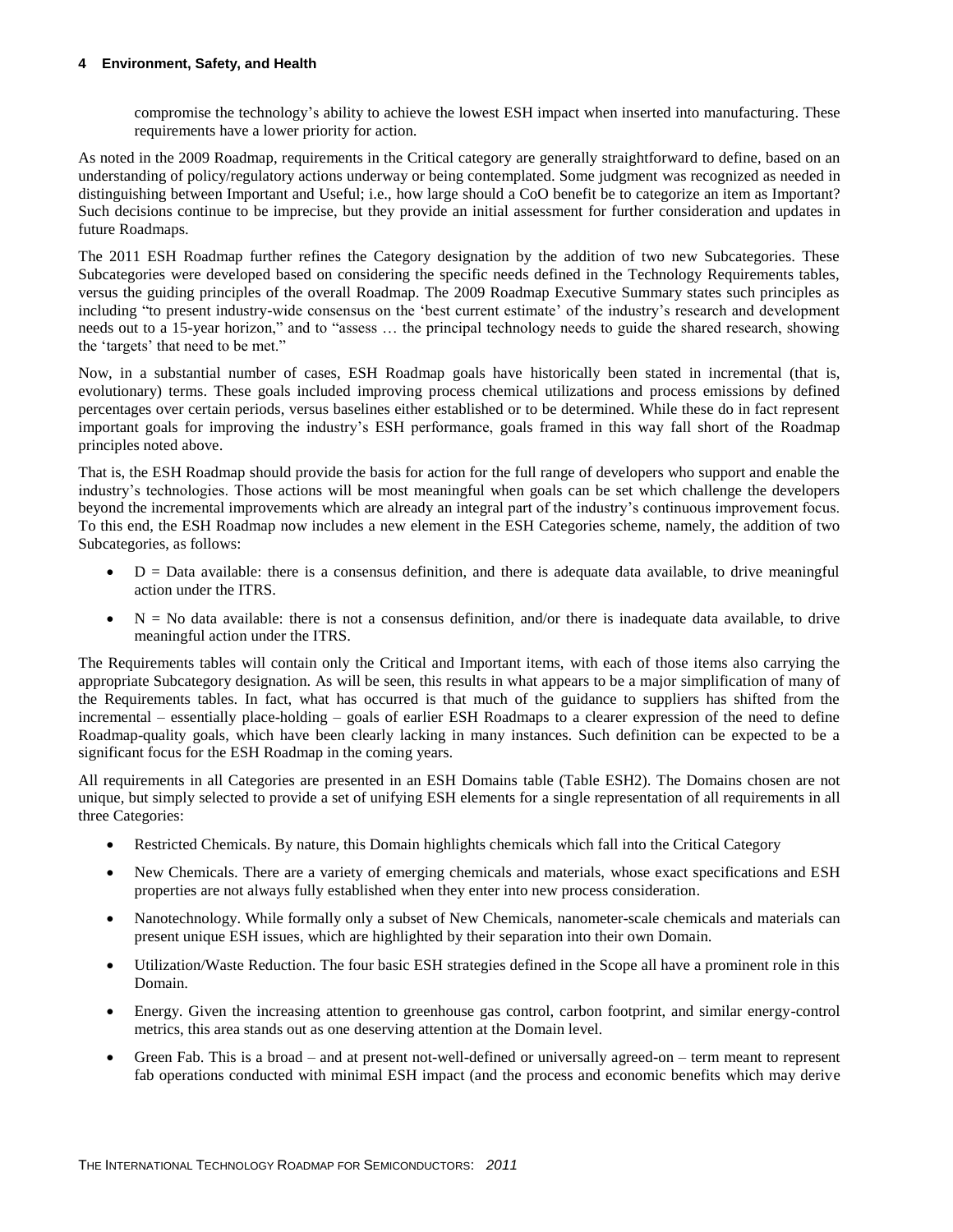compromise the technology's ability to achieve the lowest ESH impact when inserted into manufacturing. These requirements have a lower priority for action.

As noted in the 2009 Roadmap, requirements in the Critical category are generally straightforward to define, based on an understanding of policy/regulatory actions underway or being contemplated. Some judgment was recognized as needed in distinguishing between Important and Useful; i.e., how large should a CoO benefit be to categorize an item as Important? Such decisions continue to be imprecise, but they provide an initial assessment for further consideration and updates in future Roadmaps.

The 2011 ESH Roadmap further refines the Category designation by the addition of two new Subcategories. These Subcategories were developed based on considering the specific needs defined in the Technology Requirements tables, versus the guiding principles of the overall Roadmap. The 2009 Roadmap Executive Summary states such principles as including "to present industry-wide consensus on the 'best current estimate' of the industry's research and development needs out to a 15-year horizon," and to "assess … the principal technology needs to guide the shared research, showing the 'targets' that need to be met."

Now, in a substantial number of cases, ESH Roadmap goals have historically been stated in incremental (that is, evolutionary) terms. These goals included improving process chemical utilizations and process emissions by defined percentages over certain periods, versus baselines either established or to be determined. While these do in fact represent important goals for improving the industry's ESH performance, goals framed in this way fall short of the Roadmap principles noted above.

That is, the ESH Roadmap should provide the basis for action for the full range of developers who support and enable the industry's technologies. Those actions will be most meaningful when goals can be set which challenge the developers beyond the incremental improvements which are already an integral part of the industry's continuous improvement focus. To this end, the ESH Roadmap now includes a new element in the ESH Categories scheme, namely, the addition of two Subcategories, as follows:

- D = Data available: there is a consensus definition, and there is adequate data available, to drive meaningful action under the ITRS.
- N = No data available: there is not a consensus definition, and/or there is inadequate data available, to drive meaningful action under the ITRS.

The Requirements tables will contain only the Critical and Important items, with each of those items also carrying the appropriate Subcategory designation. As will be seen, this results in what appears to be a major simplification of many of the Requirements tables. In fact, what has occurred is that much of the guidance to suppliers has shifted from the incremental – essentially place-holding – goals of earlier ESH Roadmaps to a clearer expression of the need to define Roadmap-quality goals, which have been clearly lacking in many instances. Such definition can be expected to be a significant focus for the ESH Roadmap in the coming years.

All requirements in all Categories are presented in an ESH Domains table (Table ESH2). The Domains chosen are not unique, but simply selected to provide a set of unifying ESH elements for a single representation of all requirements in all three Categories:

- Restricted Chemicals. By nature, this Domain highlights chemicals which fall into the Critical Category
- New Chemicals. There are a variety of emerging chemicals and materials, whose exact specifications and ESH properties are not always fully established when they enter into new process consideration.
- Nanotechnology. While formally only a subset of New Chemicals, nanometer-scale chemicals and materials can present unique ESH issues, which are highlighted by their separation into their own Domain.
- Utilization/Waste Reduction. The four basic ESH strategies defined in the Scope all have a prominent role in this Domain.
- Energy. Given the increasing attention to greenhouse gas control, carbon footprint, and similar energy-control metrics, this area stands out as one deserving attention at the Domain level.
- Green Fab. This is a broad – and at present not-well-defined or universally agreed-on – term meant to represent fab operations conducted with minimal ESH impact (and the process and economic benefits which may derive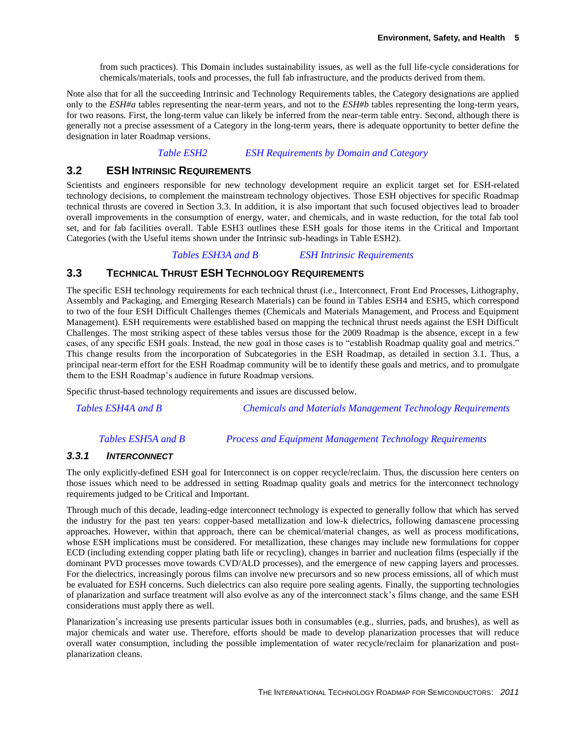from such practices). This Domain includes sustainability issues, as well as the full life-cycle considerations for chemicals/materials, tools and processes, the full fab infrastructure, and the products derived from them.

Note also that for all the succeeding Intrinsic and Technology Requirements tables, the Category designations are applied only to the *ESH#a* tables representing the near-term years, and not to the *ESH#b* tables representing the long-term years, for two reasons. First, the long-term value can likely be inferred from the near-term table entry. Second, although there is generally not a precise assessment of a Category in the long-term years, there is adequate opportunity to better define the designation in later Roadmap versions.

*Table ESH2 ESH Requirements by Domain and Category*

## 3.2 ESH Intrinsic Requirements

Scientists and engineers responsible for new technology development require an explicit target set for ESH-related technology decisions, to complement the mainstream technology objectives. Those ESH objectives for specific Roadmap technical thrusts are covered in Section 3.3. In addition, it is also important that such focused objectives lead to broader overall improvements in the consumption of energy, water, and chemicals, and in waste reduction, for the total fab tool set, and for fab facilities overall. Table ESH3 outlines these ESH goals for those items in the Critical and Important Categories (with the Useful items shown under the Intrinsic sub-headings in Table ESH2).

*Tables ESH3A and B ESH Intrinsic Requirements*

## 3.3 Technical Thrust ESH Technology Requirements

The specific ESH technology requirements for each technical thrust (i.e., Interconnect, Front End Processes, Lithography, Assembly and Packaging, and Emerging Research Materials) can be found in Tables ESH4 and ESH5, which correspond to two of the four ESH Difficult Challenges themes (Chemicals and Materials Management, and Process and Equipment Management). ESH requirements were established based on mapping the technical thrust needs against the ESH Difficult Challenges. The most striking aspect of these tables versus those for the 2009 Roadmap is the absence, except in a few cases, of any specific ESH goals. Instead, the new goal in those cases is to "establish Roadmap quality goal and metrics." This change results from the incorporation of Subcategories in the ESH Roadmap, as detailed in section 3.1. Thus, a principal near-term effort for the ESH Roadmap community will be to identify these goals and metrics, and to promulgate them to the ESH Roadmap's audience in future Roadmap versions.

Specific thrust-based technology requirements and issues are discussed below.

*Tables ESH4A and B Chemicals and Materials Management Technology Requirements*

*Tables ESH5A and B Process and Equipment Management Technology Requirements*

### 3.3.1 Interconnect

The only explicitly-defined ESH goal for Interconnect is on copper recycle/reclaim. Thus, the discussion here centers on those issues which need to be addressed in setting Roadmap quality goals and metrics for the interconnect technology requirements judged to be Critical and Important.

Through much of this decade, leading-edge interconnect technology is expected to generally follow that which has served the industry for the past ten years: copper-based metallization and low-k dielectrics, following damascene processing approaches. However, within that approach, there can be chemical/material changes, as well as process modifications, whose ESH implications must be considered. For metallization, these changes may include new formulations for copper ECD (including extending copper plating bath life or recycling), changes in barrier and nucleation films (especially if the dominant PVD processes move towards CVD/ALD processes), and the emergence of new capping layers and processes. For the dielectrics, increasingly porous films can involve new precursors and so new process emissions, all of which must be evaluated for ESH concerns. Such dielectrics can also require pore sealing agents. Finally, the supporting technologies of planarization and surface treatment will also evolve as any of the interconnect stack's films change, and the same ESH considerations must apply there as well.

Planarization's increasing use presents particular issues both in consumables (e.g., slurries, pads, and brushes), as well as major chemicals and water use. Therefore, efforts should be made to develop planarization processes that will reduce overall water consumption, including the possible implementation of water recycle/reclaim for planarization and post-planarization cleans.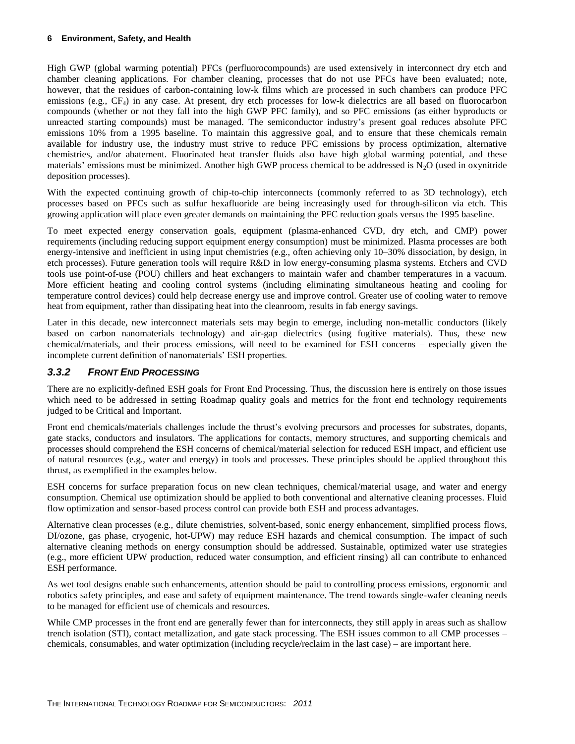High GWP (global warming potential) PFCs (perfluorocompounds) are used extensively in interconnect dry etch and chamber cleaning applications. For chamber cleaning, processes that do not use PFCs have been evaluated; note, however, that the residues of carbon-containing low-k films which are processed in such chambers can produce PFC emissions (e.g., $CF_4$) in any case. At present, dry etch processes for low-k dielectrics are all based on fluorocarbon compounds (whether or not they fall into the high GWP PFC family), and so PFC emissions (as either byproducts or unreacted starting compounds) must be managed. The semiconductor industry's present goal reduces absolute PFC emissions 10% from a 1995 baseline. To maintain this aggressive goal, and to ensure that these chemicals remain available for industry use, the industry must strive to reduce PFC emissions by process optimization, alternative chemistries, and/or abatement. Fluorinated heat transfer fluids also have high global warming potential, and these materials' emissions must be minimized. Another high GWP process chemical to be addressed is $N_2O$ (used in oxynitride deposition processes).

With the expected continuing growth of chip-to-chip interconnects (commonly referred to as 3D technology), etch processes based on PFCs such as sulfur hexafluoride are being increasingly used for through-silicon via etch. This growing application will place even greater demands on maintaining the PFC reduction goals versus the 1995 baseline.

To meet expected energy conservation goals, equipment (plasma-enhanced CVD, dry etch, and CMP) power requirements (including reducing support equipment energy consumption) must be minimized. Plasma processes are both energy-intensive and inefficient in using input chemistries (e.g., often achieving only 10–30% dissociation, by design, in etch processes). Future generation tools will require R&D in low energy-consuming plasma systems. Etchers and CVD tools use point-of-use (POU) chillers and heat exchangers to maintain wafer and chamber temperatures in a vacuum. More efficient heating and cooling control systems (including eliminating simultaneous heating and cooling for temperature control devices) could help decrease energy use and improve control. Greater use of cooling water to remove heat from equipment, rather than dissipating heat into the cleanroom, results in fab energy savings.

Later in this decade, new interconnect materials sets may begin to emerge, including non-metallic conductors (likely based on carbon nanomaterials technology) and air-gap dielectrics (using fugitive materials). Thus, these new chemical/materials, and their process emissions, will need to be examined for ESH concerns – especially given the incomplete current definition of nanomaterials' ESH properties.

### *3.3.2 FRONT END PROCESSING*

There are no explicitly-defined ESH goals for Front End Processing. Thus, the discussion here is entirely on those issues which need to be addressed in setting Roadmap quality goals and metrics for the front end technology requirements judged to be Critical and Important.

Front end chemicals/materials challenges include the thrust's evolving precursors and processes for substrates, dopants, gate stacks, conductors and insulators. The applications for contacts, memory structures, and supporting chemicals and processes should comprehend the ESH concerns of chemical/material selection for reduced ESH impact, and efficient use of natural resources (e.g., water and energy) in tools and processes. These principles should be applied throughout this thrust, as exemplified in the examples below.

ESH concerns for surface preparation focus on new clean techniques, chemical/material usage, and water and energy consumption. Chemical use optimization should be applied to both conventional and alternative cleaning processes. Fluid flow optimization and sensor-based process control can provide both ESH and process advantages.

Alternative clean processes (e.g., dilute chemistries, solvent-based, sonic energy enhancement, simplified process flows, DI/ozone, gas phase, cryogenic, hot-UPW) may reduce ESH hazards and chemical consumption. The impact of such alternative cleaning methods on energy consumption should be addressed. Sustainable, optimized water use strategies (e.g., more efficient UPW production, reduced water consumption, and efficient rinsing) all can contribute to enhanced ESH performance.

As wet tool designs enable such enhancements, attention should be paid to controlling process emissions, ergonomic and robotics safety principles, and ease and safety of equipment maintenance. The trend towards single-wafer cleaning needs to be managed for efficient use of chemicals and resources.

While CMP processes in the front end are generally fewer than for interconnects, they still apply in areas such as shallow trench isolation (STI), contact metallization, and gate stack processing. The ESH issues common to all CMP processes – chemicals, consumables, and water optimization (including recycle/reclaim in the last case) – are important here.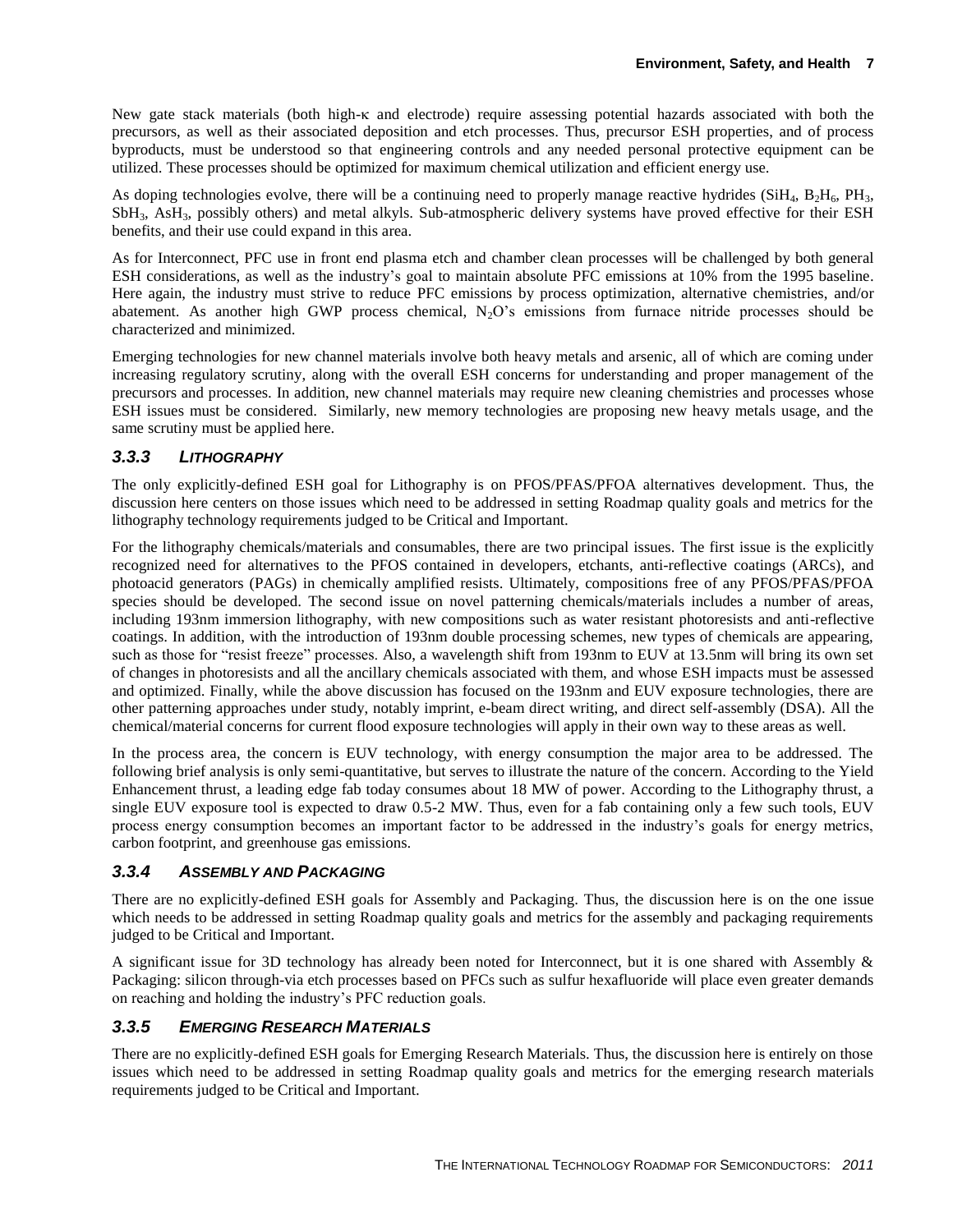New gate stack materials (both high-κ and electrode) require assessing potential hazards associated with both the precursors, as well as their associated deposition and etch processes. Thus, precursor ESH properties, and of process byproducts, must be understood so that engineering controls and any needed personal protective equipment can be utilized. These processes should be optimized for maximum chemical utilization and efficient energy use.

As doping technologies evolve, there will be a continuing need to properly manage reactive hydrides ($SiH_4$, $B_2H_6$, $PH_3$, $SbH_3$, $AsH_3$, possibly others) and metal alkyls. Sub-atmospheric delivery systems have proved effective for their ESH benefits, and their use could expand in this area.

As for Interconnect, PFC use in front end plasma etch and chamber clean processes will be challenged by both general ESH considerations, as well as the industry's goal to maintain absolute PFC emissions at 10% from the 1995 baseline. Here again, the industry must strive to reduce PFC emissions by process optimization, alternative chemistries, and/or abatement. As another high GWP process chemical, $N_2O$'s emissions from furnace nitride processes should be characterized and minimized.

Emerging technologies for new channel materials involve both heavy metals and arsenic, all of which are coming under increasing regulatory scrutiny, along with the overall ESH concerns for understanding and proper management of the precursors and processes. In addition, new channel materials may require new cleaning chemistries and processes whose ESH issues must be considered. Similarly, new memory technologies are proposing new heavy metals usage, and the same scrutiny must be applied here.

### *3.3.3 LITHOGRAPHY*

The only explicitly-defined ESH goal for Lithography is on PFOS/PFAS/PFOA alternatives development. Thus, the discussion here centers on those issues which need to be addressed in setting Roadmap quality goals and metrics for the lithography technology requirements judged to be Critical and Important.

For the lithography chemicals/materials and consumables, there are two principal issues. The first issue is the explicitly recognized need for alternatives to the PFOS contained in developers, etchants, anti-reflective coatings (ARCs), and photoacid generators (PAGs) in chemically amplified resists. Ultimately, compositions free of any PFOS/PFAS/PFOA species should be developed. The second issue on novel patterning chemicals/materials includes a number of areas, including 193nm immersion lithography, with new compositions such as water resistant photoresists and anti-reflective coatings. In addition, with the introduction of 193nm double processing schemes, new types of chemicals are appearing, such as those for "resist freeze" processes. Also, a wavelength shift from 193nm to EUV at 13.5nm will bring its own set of changes in photoresists and all the ancillary chemicals associated with them, and whose ESH impacts must be assessed and optimized. Finally, while the above discussion has focused on the 193nm and EUV exposure technologies, there are other patterning approaches under study, notably imprint, e-beam direct writing, and direct self-assembly (DSA). All the chemical/material concerns for current flood exposure technologies will apply in their own way to these areas as well.

In the process area, the concern is EUV technology, with energy consumption the major area to be addressed. The following brief analysis is only semi-quantitative, but serves to illustrate the nature of the concern. According to the Yield Enhancement thrust, a leading edge fab today consumes about 18 MW of power. According to the Lithography thrust, a single EUV exposure tool is expected to draw 0.5-2 MW. Thus, even for a fab containing only a few such tools, EUV process energy consumption becomes an important factor to be addressed in the industry's goals for energy metrics, carbon footprint, and greenhouse gas emissions.

### *3.3.4 ASSEMBLY AND PACKAGING*

There are no explicitly-defined ESH goals for Assembly and Packaging. Thus, the discussion here is on the one issue which needs to be addressed in setting Roadmap quality goals and metrics for the assembly and packaging requirements judged to be Critical and Important.

A significant issue for 3D technology has already been noted for Interconnect, but it is one shared with Assembly & Packaging: silicon through-via etch processes based on PFCs such as sulfur hexafluoride will place even greater demands on reaching and holding the industry's PFC reduction goals.

### *3.3.5 EMERGING RESEARCH MATERIALS*

There are no explicitly-defined ESH goals for Emerging Research Materials. Thus, the discussion here is entirely on those issues which need to be addressed in setting Roadmap quality goals and metrics for the emerging research materials requirements judged to be Critical and Important.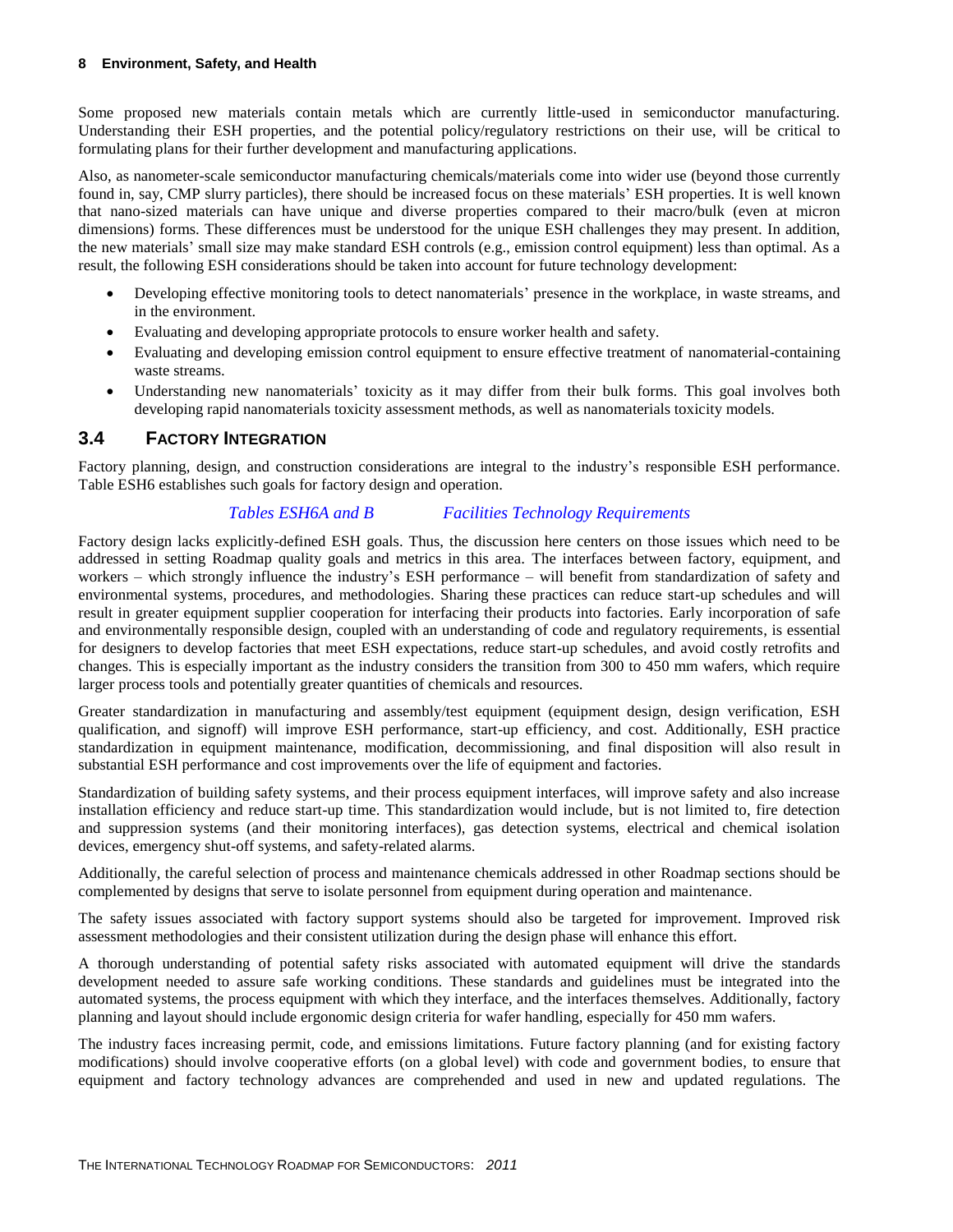Some proposed new materials contain metals which are currently little-used in semiconductor manufacturing. Understanding their ESH properties, and the potential policy/regulatory restrictions on their use, will be critical to formulating plans for their further development and manufacturing applications.

Also, as nanometer-scale semiconductor manufacturing chemicals/materials come into wider use (beyond those currently found in, say, CMP slurry particles), there should be increased focus on these materials' ESH properties. It is well known that nano-sized materials can have unique and diverse properties compared to their macro/bulk (even at micron dimensions) forms. These differences must be understood for the unique ESH challenges they may present. In addition, the new materials' small size may make standard ESH controls (e.g., emission control equipment) less than optimal. As a result, the following ESH considerations should be taken into account for future technology development:

- Developing effective monitoring tools to detect nanomaterials' presence in the workplace, in waste streams, and in the environment.
- Evaluating and developing appropriate protocols to ensure worker health and safety.
- Evaluating and developing emission control equipment to ensure effective treatment of nanomaterial-containing waste streams.
- Understanding new nanomaterials' toxicity as it may differ from their bulk forms. This goal involves both developing rapid nanomaterials toxicity assessment methods, as well as nanomaterials toxicity models.

## 3.4 Factory Integration

Factory planning, design, and construction considerations are integral to the industry's responsible ESH performance. Table ESH6 establishes such goals for factory design and operation.

*Tables ESH6A and B Facilities Technology Requirements*

Factory design lacks explicitly-defined ESH goals. Thus, the discussion here centers on those issues which need to be addressed in setting Roadmap quality goals and metrics in this area. The interfaces between factory, equipment, and workers – which strongly influence the industry's ESH performance – will benefit from standardization of safety and environmental systems, procedures, and methodologies. Sharing these practices can reduce start-up schedules and will result in greater equipment supplier cooperation for interfacing their products into factories. Early incorporation of safe and environmentally responsible design, coupled with an understanding of code and regulatory requirements, is essential for designers to develop factories that meet ESH expectations, reduce start-up schedules, and avoid costly retrofits and changes. This is especially important as the industry considers the transition from 300 to 450 mm wafers, which require larger process tools and potentially greater quantities of chemicals and resources.

Greater standardization in manufacturing and assembly/test equipment (equipment design, design verification, ESH qualification, and signoff) will improve ESH performance, start-up efficiency, and cost. Additionally, ESH practice standardization in equipment maintenance, modification, decommissioning, and final disposition will also result in substantial ESH performance and cost improvements over the life of equipment and factories.

Standardization of building safety systems, and their process equipment interfaces, will improve safety and also increase installation efficiency and reduce start-up time. This standardization would include, but is not limited to, fire detection and suppression systems (and their monitoring interfaces), gas detection systems, electrical and chemical isolation devices, emergency shut-off systems, and safety-related alarms.

Additionally, the careful selection of process and maintenance chemicals addressed in other Roadmap sections should be complemented by designs that serve to isolate personnel from equipment during operation and maintenance.

The safety issues associated with factory support systems should also be targeted for improvement. Improved risk assessment methodologies and their consistent utilization during the design phase will enhance this effort.

A thorough understanding of potential safety risks associated with automated equipment will drive the standards development needed to assure safe working conditions. These standards and guidelines must be integrated into the automated systems, the process equipment with which they interface, and the interfaces themselves. Additionally, factory planning and layout should include ergonomic design criteria for wafer handling, especially for 450 mm wafers.

The industry faces increasing permit, code, and emissions limitations. Future factory planning (and for existing factory modifications) should involve cooperative efforts (on a global level) with code and government bodies, to ensure that equipment and factory technology advances are comprehended and used in new and updated regulations. The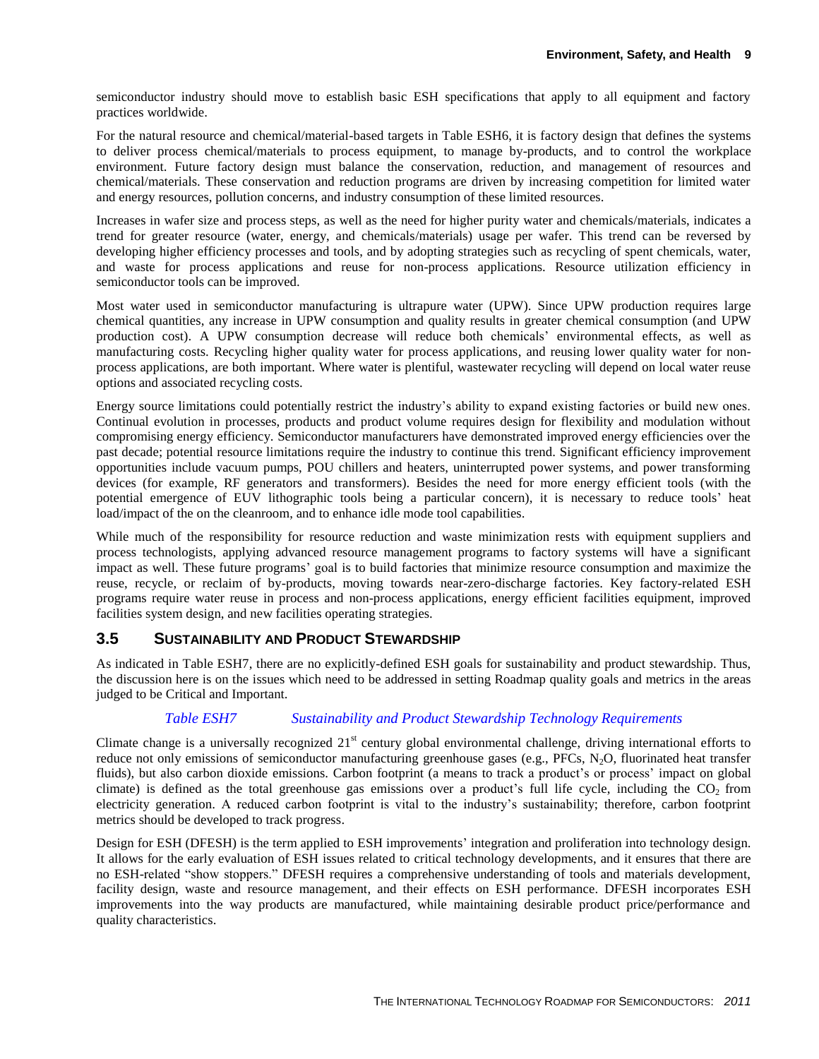semiconductor industry should move to establish basic ESH specifications that apply to all equipment and factory practices worldwide.

For the natural resource and chemical/material-based targets in Table ESH6, it is factory design that defines the systems to deliver process chemical/materials to process equipment, to manage by-products, and to control the workplace environment. Future factory design must balance the conservation, reduction, and management of resources and chemical/materials. These conservation and reduction programs are driven by increasing competition for limited water and energy resources, pollution concerns, and industry consumption of these limited resources.

Increases in wafer size and process steps, as well as the need for higher purity water and chemicals/materials, indicates a trend for greater resource (water, energy, and chemicals/materials) usage per wafer. This trend can be reversed by developing higher efficiency processes and tools, and by adopting strategies such as recycling of spent chemicals, water, and waste for process applications and reuse for non-process applications. Resource utilization efficiency in semiconductor tools can be improved.

Most water used in semiconductor manufacturing is ultrapure water (UPW). Since UPW production requires large chemical quantities, any increase in UPW consumption and quality results in greater chemical consumption (and UPW production cost). A UPW consumption decrease will reduce both chemicals' environmental effects, as well as manufacturing costs. Recycling higher quality water for process applications, and reusing lower quality water for non-process applications, are both important. Where water is plentiful, wastewater recycling will depend on local water reuse options and associated recycling costs.

Energy source limitations could potentially restrict the industry's ability to expand existing factories or build new ones. Continual evolution in processes, products and product volume requires design for flexibility and modulation without compromising energy efficiency. Semiconductor manufacturers have demonstrated improved energy efficiencies over the past decade; potential resource limitations require the industry to continue this trend. Significant efficiency improvement opportunities include vacuum pumps, POU chillers and heaters, uninterrupted power systems, and power transforming devices (for example, RF generators and transformers). Besides the need for more energy efficient tools (with the potential emergence of EUV lithographic tools being a particular concern), it is necessary to reduce tools' heat load/impact of the on the cleanroom, and to enhance idle mode tool capabilities.

While much of the responsibility for resource reduction and waste minimization rests with equipment suppliers and process technologists, applying advanced resource management programs to factory systems will have a significant impact as well. These future programs' goal is to build factories that minimize resource consumption and maximize the reuse, recycle, or reclaim of by-products, moving towards near-zero-discharge factories. Key factory-related ESH programs require water reuse in process and non-process applications, energy efficient facilities equipment, improved facilities system design, and new facilities operating strategies.

## 3.5 Sustainability and Product Stewardship

As indicated in Table ESH7, there are no explicitly-defined ESH goals for sustainability and product stewardship. Thus, the discussion here is on the issues which need to be addressed in setting Roadmap quality goals and metrics in the areas judged to be Critical and Important.

*Table ESH7 Sustainability and Product Stewardship Technology Requirements*

Climate change is a universally recognized 21st century global environmental challenge, driving international efforts to reduce not only emissions of semiconductor manufacturing greenhouse gases (e.g., PFCs, $N_2O$, fluorinated heat transfer fluids), but also carbon dioxide emissions. Carbon footprint (a means to track a product's or process' impact on global climate) is defined as the total greenhouse gas emissions over a product's full life cycle, including the $CO_2$ from electricity generation. A reduced carbon footprint is vital to the industry's sustainability; therefore, carbon footprint metrics should be developed to track progress.

Design for ESH (DFESH) is the term applied to ESH improvements' integration and proliferation into technology design. It allows for the early evaluation of ESH issues related to critical technology developments, and it ensures that there are no ESH-related "show stoppers." DFESH requires a comprehensive understanding of tools and materials development, facility design, waste and resource management, and their effects on ESH performance. DFESH incorporates ESH improvements into the way products are manufactured, while maintaining desirable product price/performance and quality characteristics.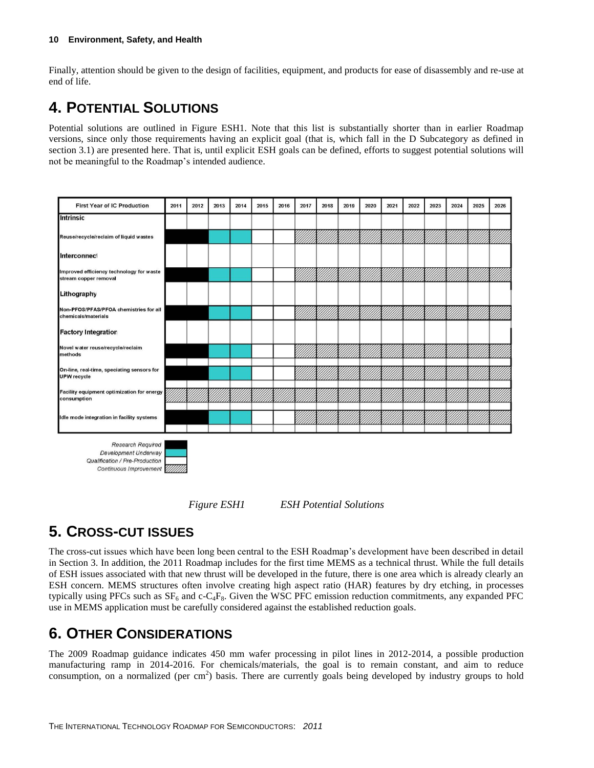Finally, attention should be given to the design of facilities, equipment, and products for ease of disassembly and re-use at end of life.

# 4. Potential Solutions

Potential solutions are outlined in Figure ESH1. Note that this list is substantially shorter than in earlier Roadmap versions, since only those requirements having an explicit goal (that is, which fall in the D Subcategory as defined in section 3.1) are presented here. That is, until explicit ESH goals can be defined, efforts to suggest potential solutions will not be meaningful to the Roadmap's intended audience.

| First Year of IC Production | 2011 | 2012 | 2013 | 2014 | 2015 | 2016 | 2017 | 2018 | 2019 | 2020 | 2021 | 2022 | 2023 | 2024 | 2025 | 2026 |
|---|---|---|---|---|---|---|---|---|---|---|---|---|---|---|---|---|
| **Intrinsic** | | | | | | | | | | | | | | | | |
| Reuse/recycle/reclaim of liquid wastes | R | R | D | D | Q | Q | C | C | C | C | C | C | C | C | C | C |
| **Interconnect** | | | | | | | | | | | | | | | | |
| Improved efficiency technology for waste stream copper removal | R | R | D | D | Q | Q | C | C | C | C | C | C | C | C | C | C |
| **Lithography** | | | | | | | | | | | | | | | | |
| Non-PFOS/PFAS/PFOA chemistries for all chemicals/materials | R | R | D | D | Q | Q | C | C | C | C | C | C | C | C | C | C |
| **Factory Integration** | | | | | | | | | | | | | | | | |
| Novel water reuse/recycle/reclaim methods | R | R | D | D | Q | Q | C | C | C | C | C | C | C | C | C | C |
| On-line, real-time, speciating sensors for UPW recycle | R | R | D | D | Q | Q | C | C | C | C | C | C | C | C | C | C |
| Facility equipment optimization for energy consumption | C | C | C | C | C | C | C | C | C | C | C | C | C | C | C | C |
| Idle mode integration in facility systems | R | R | D | D | Q | Q | C | C | C | C | C | C | C | C | C | C |

R = Research Required; D = Development Underway; Q = Qualification / Pre-Production; C = Continuous Improvement

*Figure ESH1 ESH Potential Solutions*

# 5. Cross-cut Issues

The cross-cut issues which have been long been central to the ESH Roadmap's development have been described in detail in Section 3. In addition, the 2011 Roadmap includes for the first time MEMS as a technical thrust. While the full details of ESH issues associated with that new thrust will be developed in the future, there is one area which is already clearly an ESH concern. MEMS structures often involve creating high aspect ratio (HAR) features by dry etching, in processes typically using PFCs such as $SF_6$ and c-$C_4F_8$. Given the WSC PFC emission reduction commitments, any expanded PFC use in MEMS application must be carefully considered against the established reduction goals.

# 6. Other Considerations

The 2009 Roadmap guidance indicates 450 mm wafer processing in pilot lines in 2012-2014, a possible production manufacturing ramp in 2014-2016. For chemicals/materials, the goal is to remain constant, and aim to reduce consumption, on a normalized (per $cm^2$) basis. There are currently goals being developed by industry groups to hold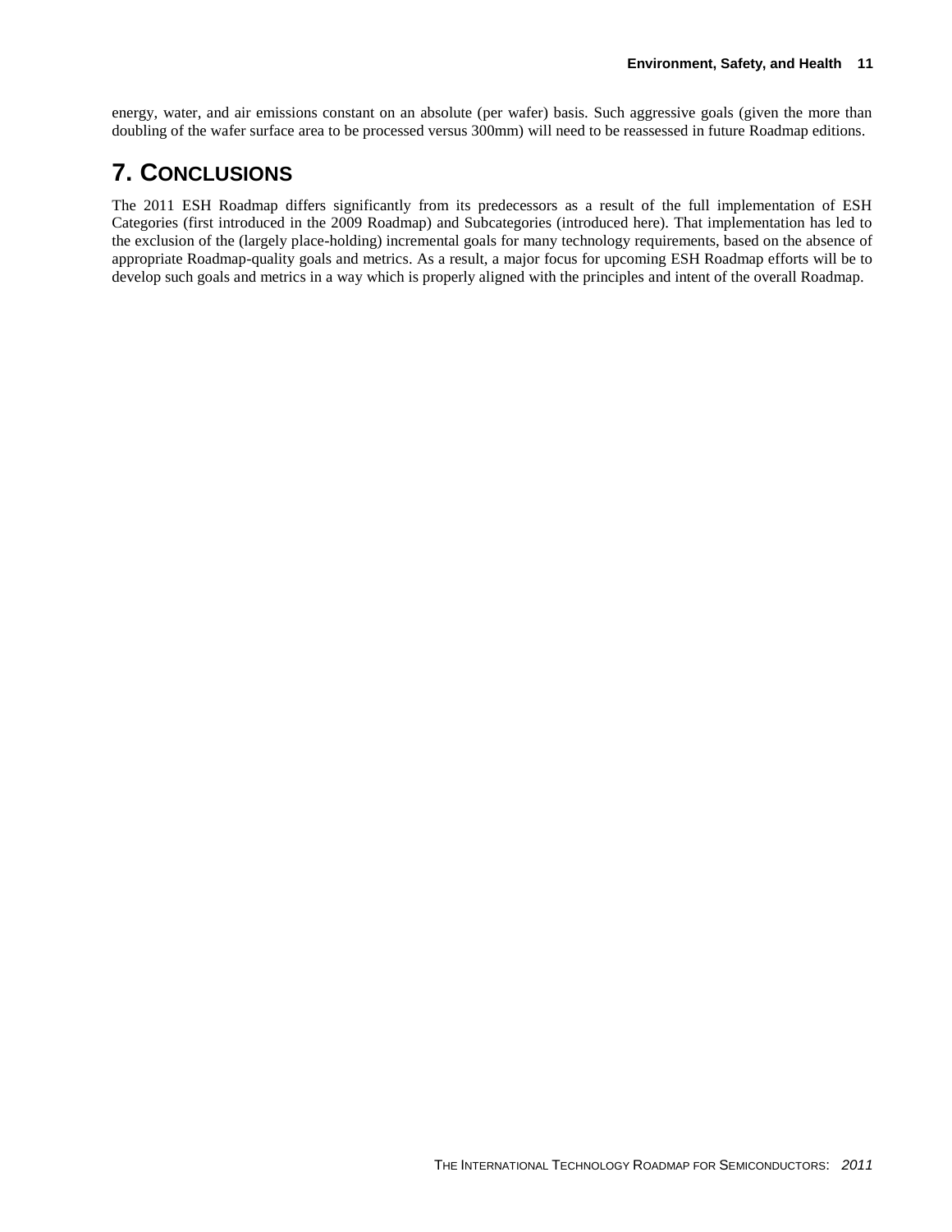energy, water, and air emissions constant on an absolute (per wafer) basis. Such aggressive goals (given the more than doubling of the wafer surface area to be processed versus 300mm) will need to be reassessed in future Roadmap editions.

# 7. CONCLUSIONS

The 2011 ESH Roadmap differs significantly from its predecessors as a result of the full implementation of ESH Categories (first introduced in the 2009 Roadmap) and Subcategories (introduced here). That implementation has led to the exclusion of the (largely place-holding) incremental goals for many technology requirements, based on the absence of appropriate Roadmap-quality goals and metrics. As a result, a major focus for upcoming ESH Roadmap efforts will be to develop such goals and metrics in a way which is properly aligned with the principles and intent of the overall Roadmap.